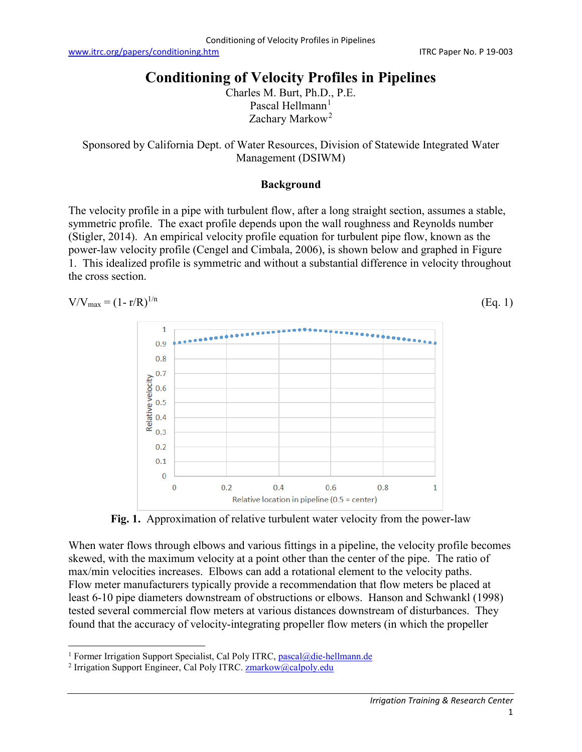# Conditioning of Velocity Profiles in Pipelines

Charles M. Burt, Ph.D., P.E.
Pascal Hellmann[1]
Zachary Markow[2]

Sponsored by California Dept. of Water Resources, Division of Statewide Integrated Water Management (DSIWM)

## Background

The velocity profile in a pipe with turbulent flow, after a long straight section, assumes a stable, symmetric profile. The exact profile depends upon the wall roughness and Reynolds number (Stigler, 2014). An empirical velocity profile equation for turbulent pipe flow, known as the power-law velocity profile (Cengel and Cimbala, 2006), is shown below and graphed in Figure 1. This idealized profile is symmetric and without a substantial difference in velocity throughout the cross section.

$$V/V_{max} = (1 - r/R)^{1/n} \quad \text{(Eq. 1)}$$

**Fig. 1.** Approximation of relative turbulent water velocity from the power-law

When water flows through elbows and various fittings in a pipeline, the velocity profile becomes skewed, with the maximum velocity at a point other than the center of the pipe. The ratio of max/min velocities increases. Elbows can add a rotational element to the velocity paths. Flow meter manufacturers typically provide a recommendation that flow meters be placed at least 6-10 pipe diameters downstream of obstructions or elbows. Hanson and Schwankl (1998) tested several commercial flow meters at various distances downstream of disturbances. They found that the accuracy of velocity-integrating propeller flow meters (in which the propeller

[1] Former Irrigation Support Specialist, Cal Poly ITRC, pascal@die-hellmann.de

[2] Irrigation Support Engineer, Cal Poly ITRC. zmarkow@calpoly.edu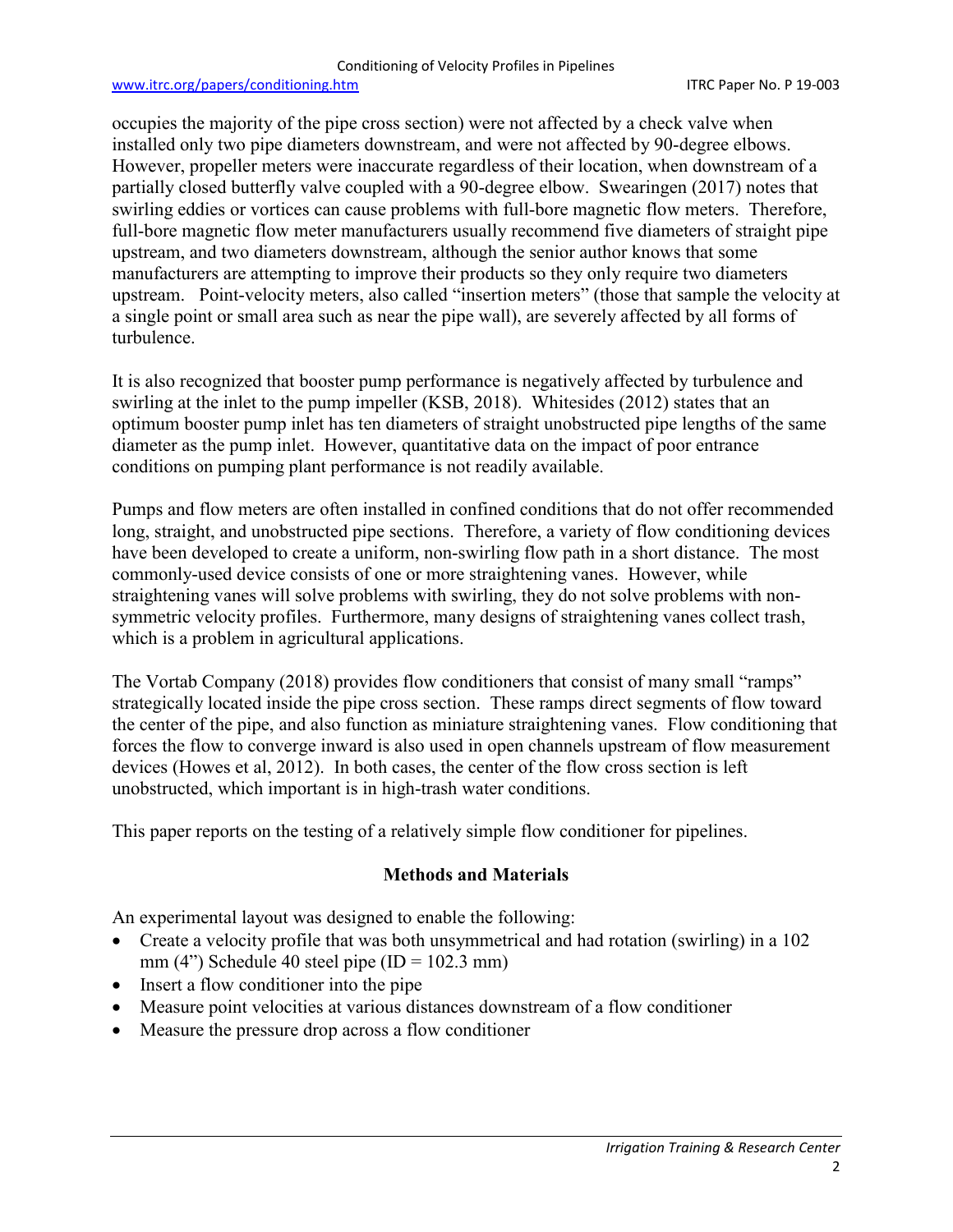occupies the majority of the pipe cross section) were not affected by a check valve when installed only two pipe diameters downstream, and were not affected by 90-degree elbows. However, propeller meters were inaccurate regardless of their location, when downstream of a partially closed butterfly valve coupled with a 90-degree elbow. Swearingen (2017) notes that swirling eddies or vortices can cause problems with full-bore magnetic flow meters. Therefore, full-bore magnetic flow meter manufacturers usually recommend five diameters of straight pipe upstream, and two diameters downstream, although the senior author knows that some manufacturers are attempting to improve their products so they only require two diameters upstream. Point-velocity meters, also called "insertion meters" (those that sample the velocity at a single point or small area such as near the pipe wall), are severely affected by all forms of turbulence.

It is also recognized that booster pump performance is negatively affected by turbulence and swirling at the inlet to the pump impeller (KSB, 2018). Whitesides (2012) states that an optimum booster pump inlet has ten diameters of straight unobstructed pipe lengths of the same diameter as the pump inlet. However, quantitative data on the impact of poor entrance conditions on pumping plant performance is not readily available.

Pumps and flow meters are often installed in confined conditions that do not offer recommended long, straight, and unobstructed pipe sections. Therefore, a variety of flow conditioning devices have been developed to create a uniform, non-swirling flow path in a short distance. The most commonly-used device consists of one or more straightening vanes. However, while straightening vanes will solve problems with swirling, they do not solve problems with non-symmetric velocity profiles. Furthermore, many designs of straightening vanes collect trash, which is a problem in agricultural applications.

The Vortab Company (2018) provides flow conditioners that consist of many small "ramps" strategically located inside the pipe cross section. These ramps direct segments of flow toward the center of the pipe, and also function as miniature straightening vanes. Flow conditioning that forces the flow to converge inward is also used in open channels upstream of flow measurement devices (Howes et al, 2012). In both cases, the center of the flow cross section is left unobstructed, which important is in high-trash water conditions.

This paper reports on the testing of a relatively simple flow conditioner for pipelines.

## Methods and Materials

An experimental layout was designed to enable the following:

- Create a velocity profile that was both unsymmetrical and had rotation (swirling) in a 102 mm (4") Schedule 40 steel pipe (ID = 102.3 mm)
- Insert a flow conditioner into the pipe
- Measure point velocities at various distances downstream of a flow conditioner
- Measure the pressure drop across a flow conditioner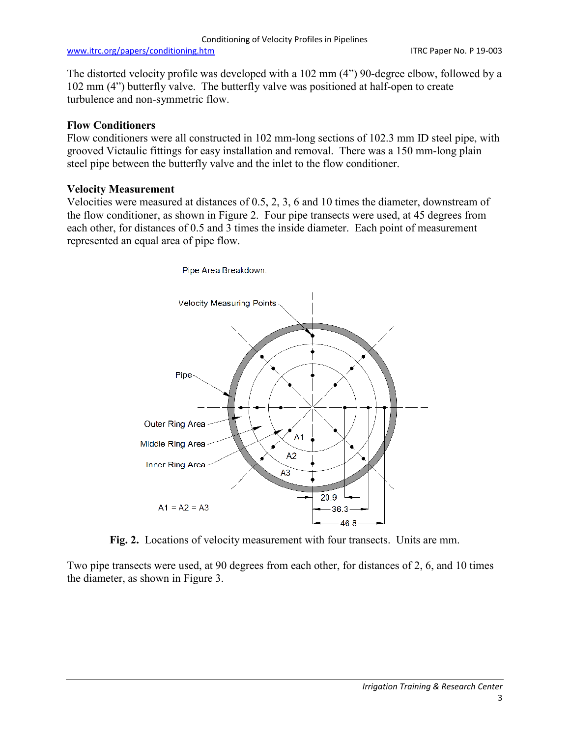The distorted velocity profile was developed with a 102 mm (4") 90-degree elbow, followed by a 102 mm (4") butterfly valve. The butterfly valve was positioned at half-open to create turbulence and non-symmetric flow.

### Flow Conditioners

Flow conditioners were all constructed in 102 mm-long sections of 102.3 mm ID steel pipe, with grooved Victaulic fittings for easy installation and removal. There was a 150 mm-long plain steel pipe between the butterfly valve and the inlet to the flow conditioner.

### Velocity Measurement

Velocities were measured at distances of 0.5, 2, 3, 6 and 10 times the diameter, downstream of the flow conditioner, as shown in Figure 2. Four pipe transects were used, at 45 degrees from each other, for distances of 0.5 and 3 times the inside diameter. Each point of measurement represented an equal area of pipe flow.

Pipe Area Breakdown:

Velocity Measuring Points

Pipe

Outer Ring Area

Middle Ring Area

Inner Ring Area

A1

A2

A3

20.9

36.3

46.8

A1 = A2 = A3

**Fig. 2.** Locations of velocity measurement with four transects. Units are mm.

Two pipe transects were used, at 90 degrees from each other, for distances of 2, 6, and 10 times the diameter, as shown in Figure 3.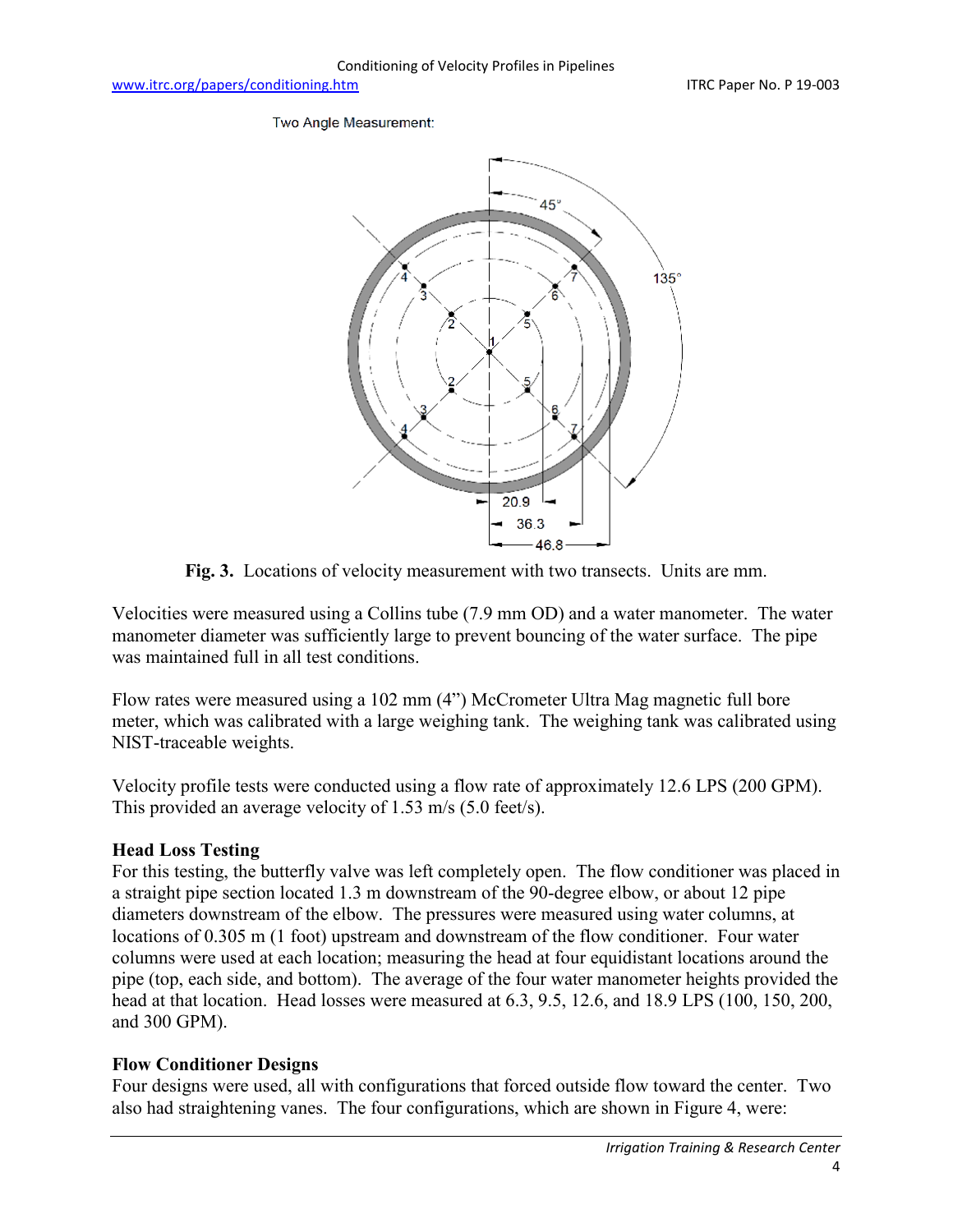Two Angle Measurement:

**Fig. 3.** Locations of velocity measurement with two transects. Units are mm.

Velocities were measured using a Collins tube (7.9 mm OD) and a water manometer. The water manometer diameter was sufficiently large to prevent bouncing of the water surface. The pipe was maintained full in all test conditions.

Flow rates were measured using a 102 mm (4") McCrometer Ultra Mag magnetic full bore meter, which was calibrated with a large weighing tank. The weighing tank was calibrated using NIST-traceable weights.

Velocity profile tests were conducted using a flow rate of approximately 12.6 LPS (200 GPM). This provided an average velocity of 1.53 m/s (5.0 feet/s).

**Head Loss Testing**

For this testing, the butterfly valve was left completely open. The flow conditioner was placed in a straight pipe section located 1.3 m downstream of the 90-degree elbow, or about 12 pipe diameters downstream of the elbow. The pressures were measured using water columns, at locations of 0.305 m (1 foot) upstream and downstream of the flow conditioner. Four water columns were used at each location; measuring the head at four equidistant locations around the pipe (top, each side, and bottom). The average of the four water manometer heights provided the head at that location. Head losses were measured at 6.3, 9.5, 12.6, and 18.9 LPS (100, 150, 200, and 300 GPM).

**Flow Conditioner Designs**

Four designs were used, all with configurations that forced outside flow toward the center. Two also had straightening vanes. The four configurations, which are shown in Figure 4, were: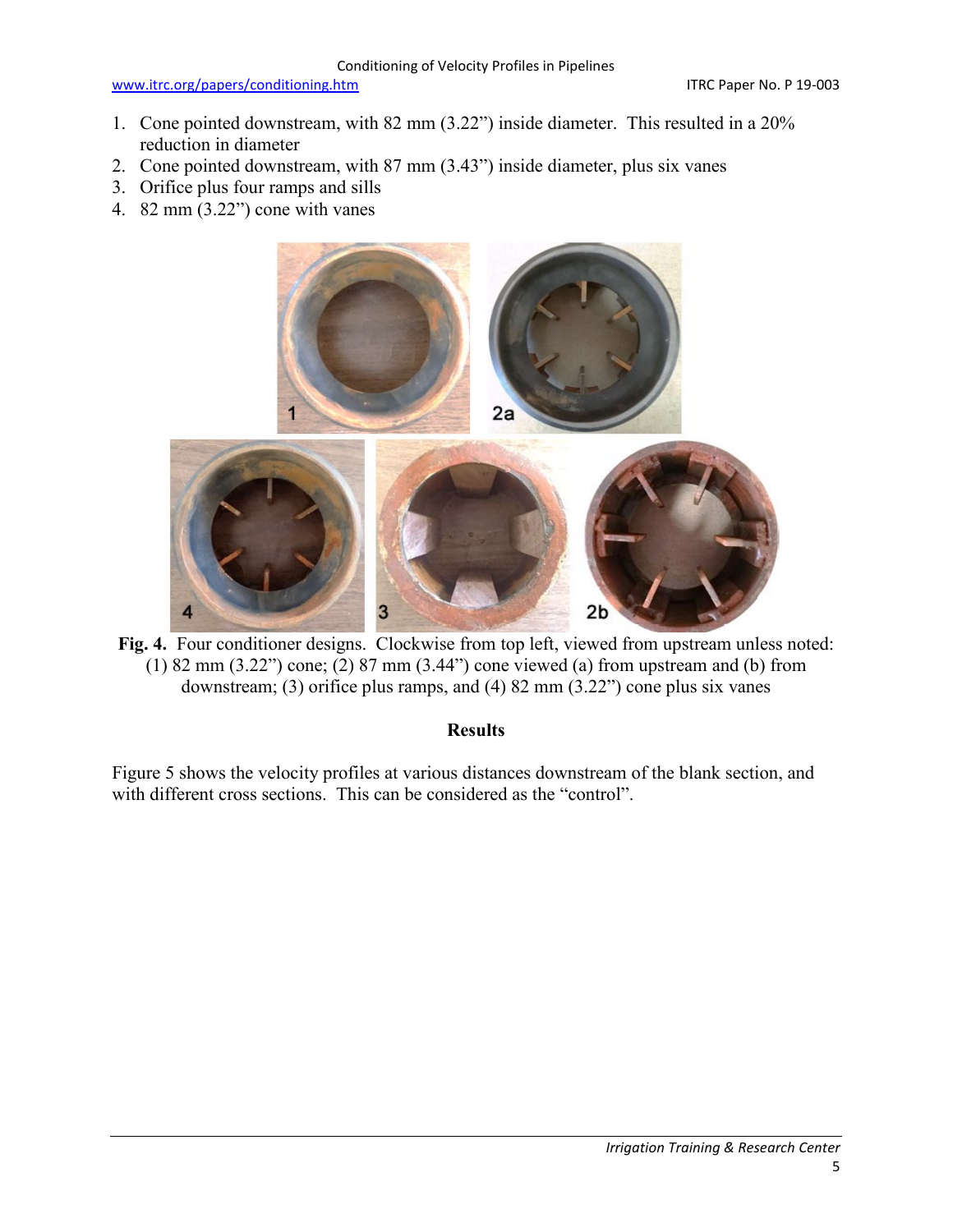1. Cone pointed downstream, with 82 mm (3.22”) inside diameter. This resulted in a 20% reduction in diameter
2. Cone pointed downstream, with 87 mm (3.43”) inside diameter, plus six vanes
3. Orifice plus four ramps and sills
4. 82 mm (3.22”) cone with vanes

**Fig. 4.** Four conditioner designs. Clockwise from top left, viewed from upstream unless noted: (1) 82 mm (3.22”) cone; (2) 87 mm (3.44”) cone viewed (a) from upstream and (b) from downstream; (3) orifice plus ramps, and (4) 82 mm (3.22”) cone plus six vanes

## Results

Figure 5 shows the velocity profiles at various distances downstream of the blank section, and with different cross sections. This can be considered as the “control”.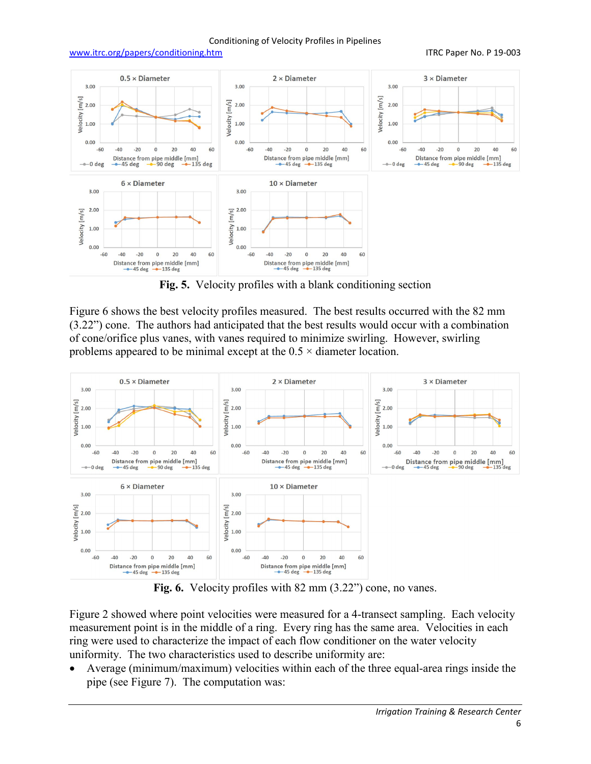**Fig. 5.** Velocity profiles with a blank conditioning section

Figure 6 shows the best velocity profiles measured. The best results occurred with the 82 mm (3.22") cone. The authors had anticipated that the best results would occur with a combination of cone/orifice plus vanes, with vanes required to minimize swirling. However, swirling problems appeared to be minimal except at the 0.5 × diameter location.

**Fig. 6.** Velocity profiles with 82 mm (3.22") cone, no vanes.

Figure 2 showed where point velocities were measured for a 4-transect sampling. Each velocity measurement point is in the middle of a ring. Every ring has the same area. Velocities in each ring were used to characterize the impact of each flow conditioner on the water velocity uniformity. The two characteristics used to describe uniformity are:

- Average (minimum/maximum) velocities within each of the three equal-area rings inside the pipe (see Figure 7). The computation was: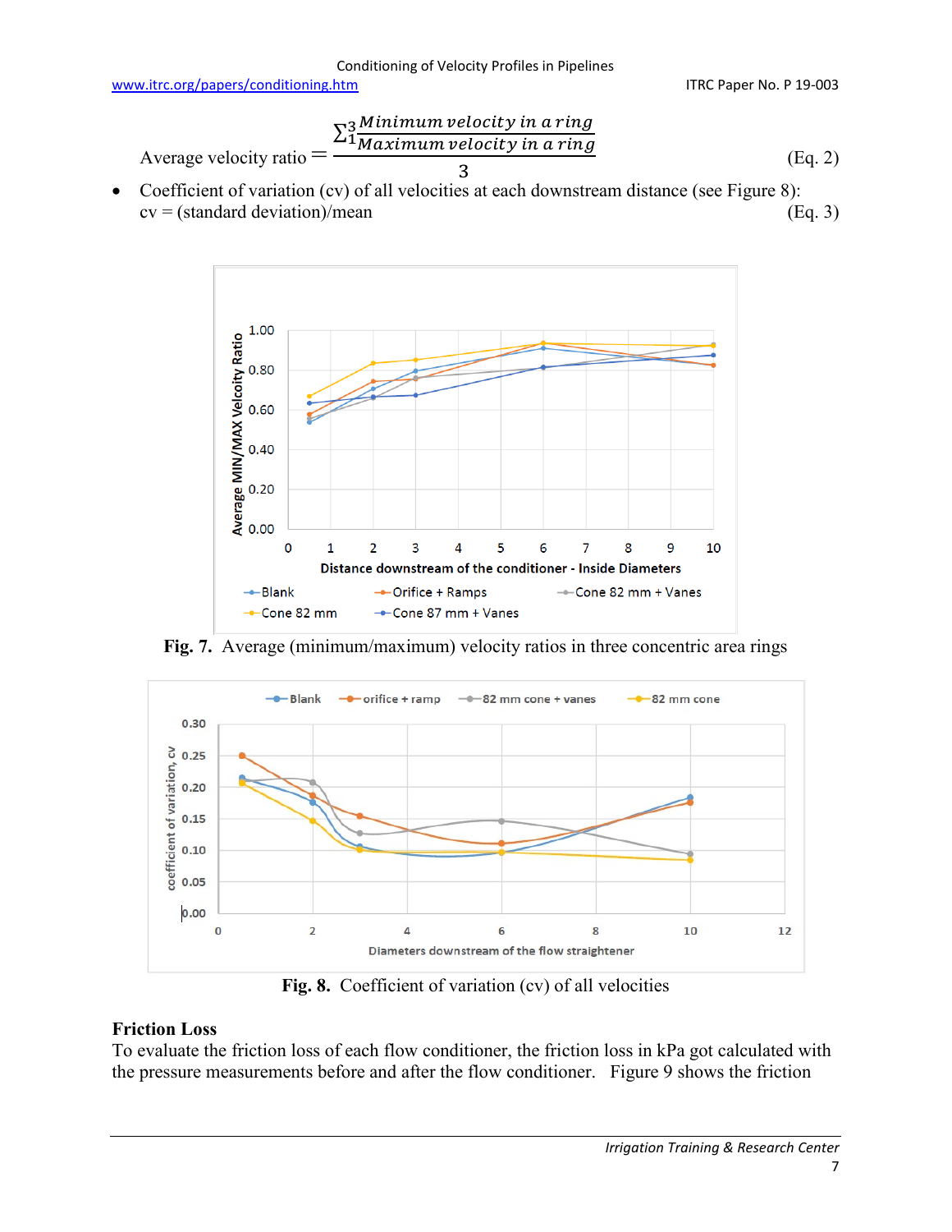$$\text{Average velocity ratio} = \frac{\sum_1^3 \frac{\textit{Minimum velocity in a ring}}{\textit{Maximum velocity in a ring}}}{3} \qquad \text{(Eq. 2)}$$

- Coefficient of variation (cv) of all velocities at each downstream distance (see Figure 8):
  cv = (standard deviation)/mean (Eq. 3)

**Fig. 7.** Average (minimum/maximum) velocity ratios in three concentric area rings

**Fig. 8.** Coefficient of variation (cv) of all velocities

## Friction Loss

To evaluate the friction loss of each flow conditioner, the friction loss in kPa got calculated with the pressure measurements before and after the flow conditioner. Figure 9 shows the friction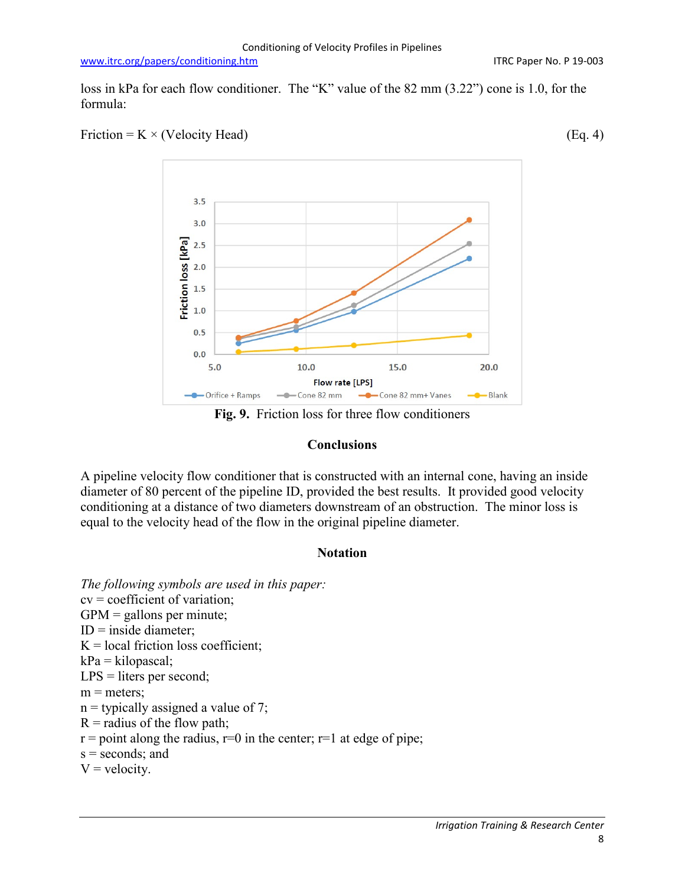loss in kPa for each flow conditioner. The "K" value of the 82 mm (3.22") cone is 1.0, for the formula:

$$\text{Friction} = K \times (\text{Velocity Head}) \qquad \text{(Eq. 4)}$$

**Fig. 9.** Friction loss for three flow conditioners

## Conclusions

A pipeline velocity flow conditioner that is constructed with an internal cone, having an inside diameter of 80 percent of the pipeline ID, provided the best results. It provided good velocity conditioning at a distance of two diameters downstream of an obstruction. The minor loss is equal to the velocity head of the flow in the original pipeline diameter.

## Notation

*The following symbols are used in this paper:*

cv = coefficient of variation;
GPM = gallons per minute;
ID = inside diameter;
K = local friction loss coefficient;
kPa = kilopascal;
LPS = liters per second;
m = meters;
n = typically assigned a value of 7;
R = radius of the flow path;
r = point along the radius, r=0 in the center; r=1 at edge of pipe;
s = seconds; and
V = velocity.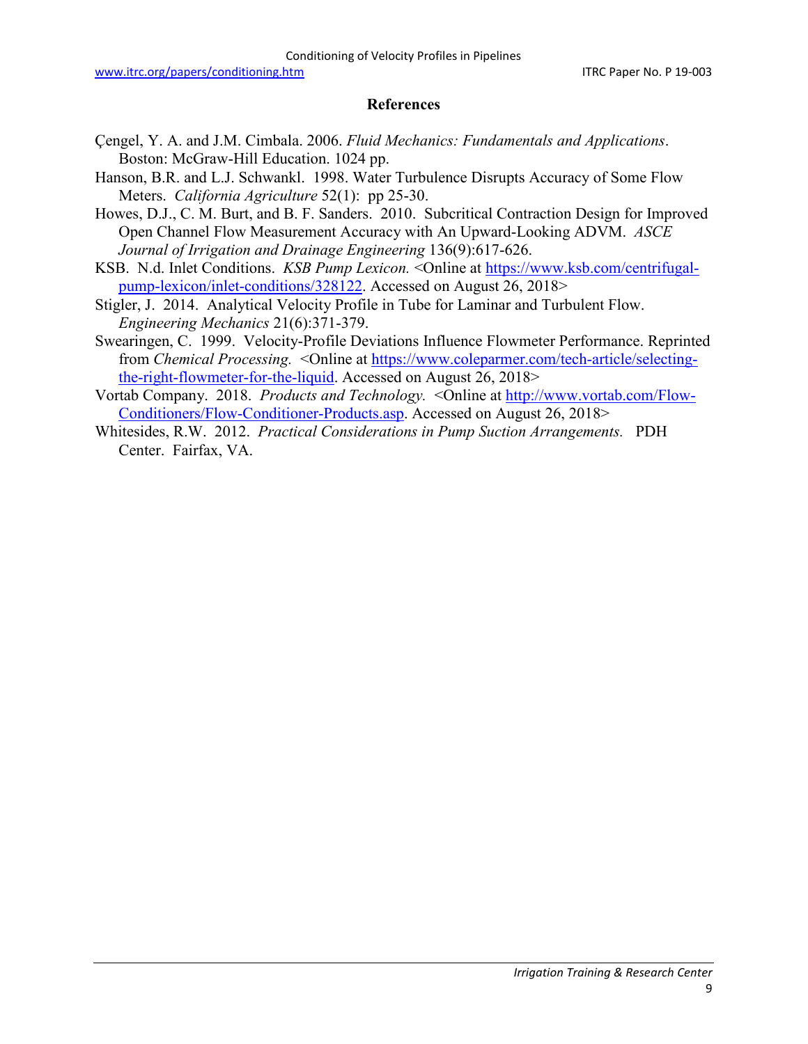## References

Çengel, Y. A. and J.M. Cimbala. 2006. *Fluid Mechanics: Fundamentals and Applications*. Boston: McGraw-Hill Education. 1024 pp.

Hanson, B.R. and L.J. Schwankl. 1998. Water Turbulence Disrupts Accuracy of Some Flow Meters. *California Agriculture* 52(1): pp 25-30.

Howes, D.J., C. M. Burt, and B. F. Sanders. 2010. Subcritical Contraction Design for Improved Open Channel Flow Measurement Accuracy with An Upward-Looking ADVM. *ASCE Journal of Irrigation and Drainage Engineering* 136(9):617-626.

KSB. N.d. Inlet Conditions. *KSB Pump Lexicon.* <Online at https://www.ksb.com/centrifugal-pump-lexicon/inlet-conditions/328122. Accessed on August 26, 2018>

Stigler, J. 2014. Analytical Velocity Profile in Tube for Laminar and Turbulent Flow. *Engineering Mechanics* 21(6):371-379.

Swearingen, C. 1999. Velocity-Profile Deviations Influence Flowmeter Performance. Reprinted from *Chemical Processing.* <Online at https://www.coleparmer.com/tech-article/selecting-the-right-flowmeter-for-the-liquid. Accessed on August 26, 2018>

Vortab Company. 2018. *Products and Technology.* <Online at http://www.vortab.com/Flow-Conditioners/Flow-Conditioner-Products.asp. Accessed on August 26, 2018>

Whitesides, R.W. 2012. *Practical Considerations in Pump Suction Arrangements.* PDH Center. Fairfax, VA.